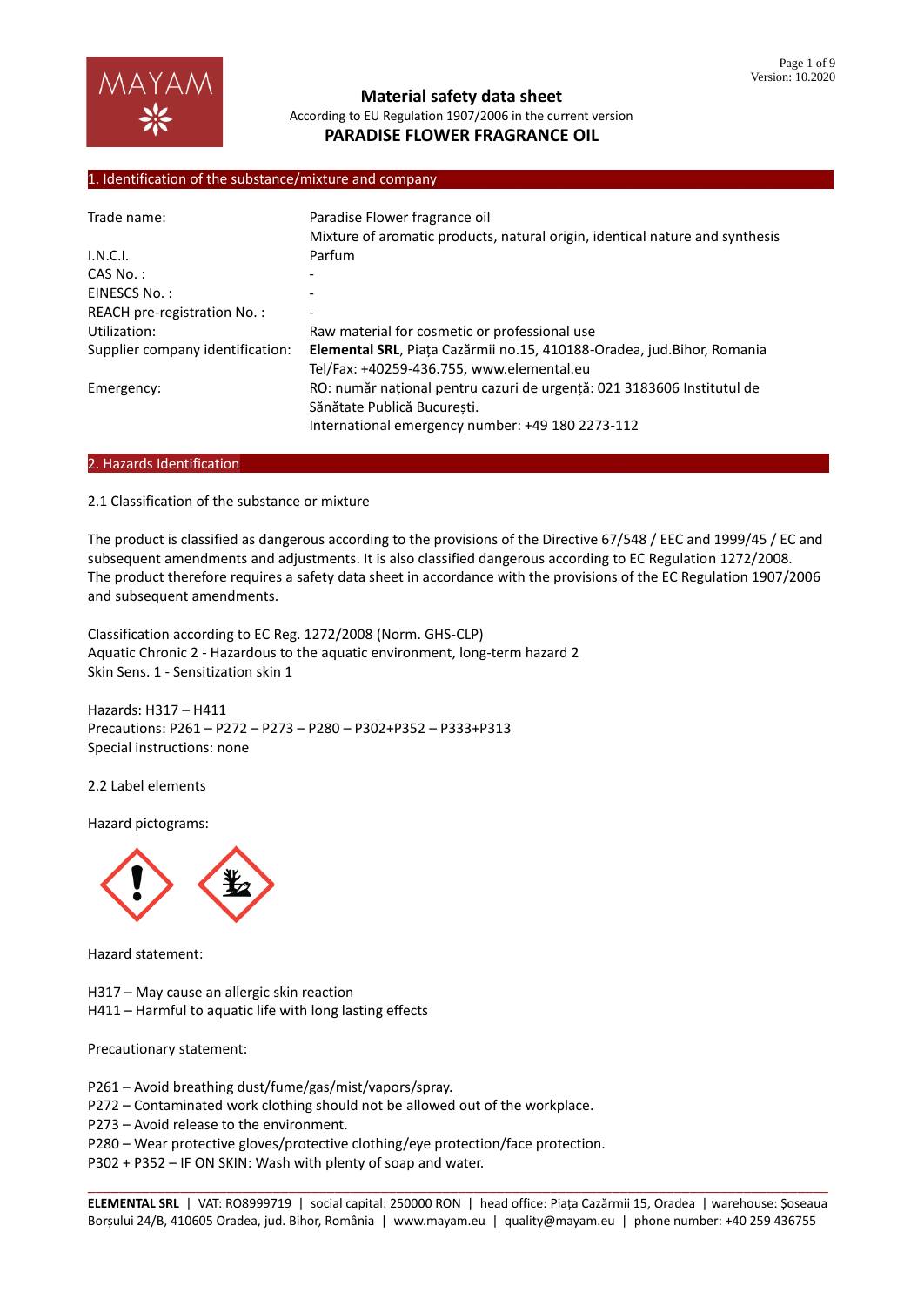# Material safety data sheet

According to EU Regulation 1907/2006 in the current version

## PARADISE FLOWER FRAGRANCE OIL

## 1. Identification of the substance/mixture and company

| | |
|---|---|
| Trade name: | Paradise Flower fragrance oil<br>Mixture of aromatic products, natural origin, identical nature and synthesis |
| I.N.C.I. | Parfum |
| CAS No. : | - |
| EINESCS No. : | - |
| REACH pre-registration No. : | - |
| Utilization: | Raw material for cosmetic or professional use |
| Supplier company identification: | **Elemental SRL**, Piața Cazărmii no.15, 410188-Oradea, jud.Bihor, Romania<br>Tel/Fax: +40259-436.755, www.elemental.eu |
| Emergency: | RO: număr național pentru cazuri de urgență: 021 3183606 Institutul de Sănătate Publică București.<br>International emergency number: +49 180 2273-112 |

## 2. Hazards Identification

2.1 Classification of the substance or mixture

The product is classified as dangerous according to the provisions of the Directive 67/548 / EEC and 1999/45 / EC and subsequent amendments and adjustments. It is also classified dangerous according to EC Regulation 1272/2008. The product therefore requires a safety data sheet in accordance with the provisions of the EC Regulation 1907/2006 and subsequent amendments.

Classification according to EC Reg. 1272/2008 (Norm. GHS-CLP)
Aquatic Chronic 2 - Hazardous to the aquatic environment, long-term hazard 2
Skin Sens. 1 - Sensitization skin 1

Hazards: H317 – H411
Precautions: P261 – P272 – P273 – P280 – P302+P352 – P333+P313
Special instructions: none

2.2 Label elements

Hazard pictograms:

Hazard statement:

H317 – May cause an allergic skin reaction
H411 – Harmful to aquatic life with long lasting effects

Precautionary statement:

P261 – Avoid breathing dust/fume/gas/mist/vapors/spray.
P272 – Contaminated work clothing should not be allowed out of the workplace.
P273 – Avoid release to the environment.
P280 – Wear protective gloves/protective clothing/eye protection/face protection.
P302 + P352 – IF ON SKIN: Wash with plenty of soap and water.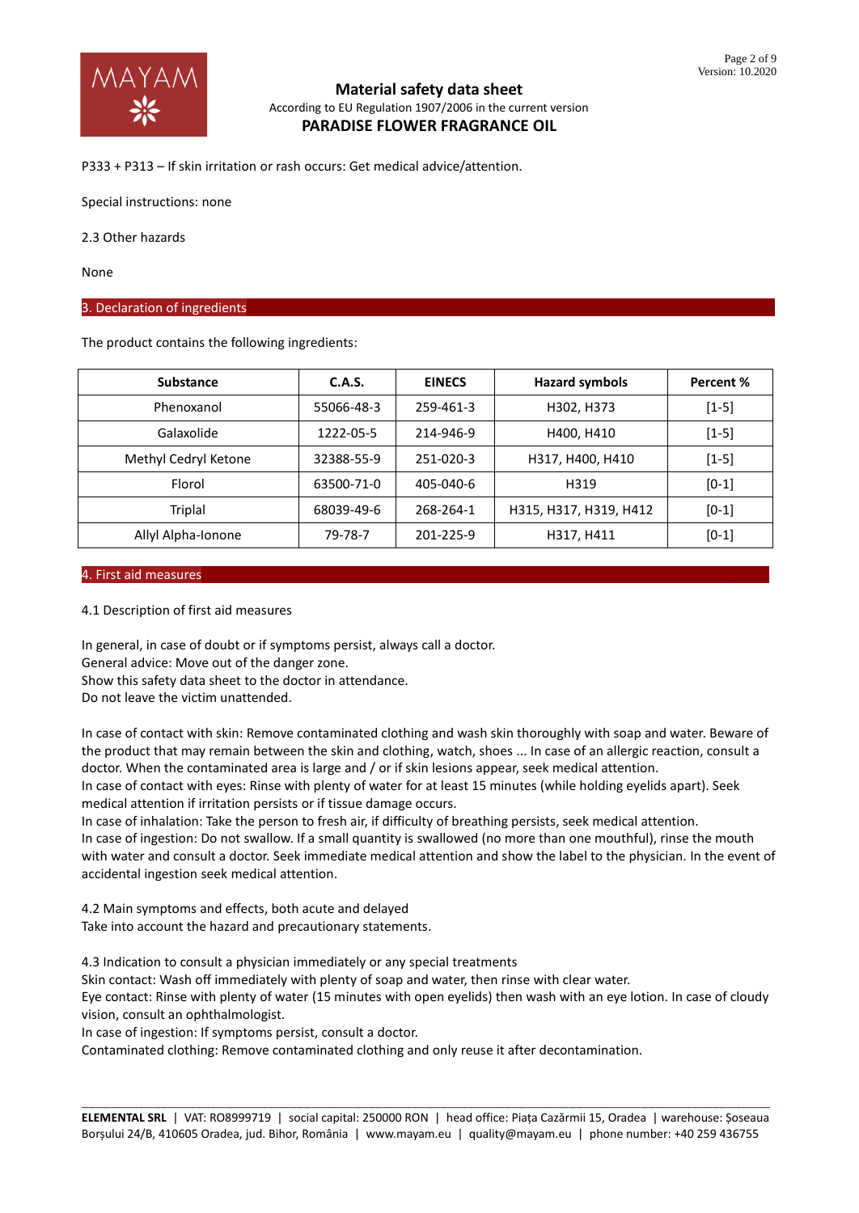P333 + P313 – If skin irritation or rash occurs: Get medical advice/attention.

Special instructions: none

2.3 Other hazards

None

## 3. Declaration of ingredients

The product contains the following ingredients:

| Substance | C.A.S. | EINECS | Hazard symbols | Percent % |
|---|---|---|---|---|
| Phenoxanol | 55066-48-3 | 259-461-3 | H302, H373 | [1-5] |
| Galaxolide | 1222-05-5 | 214-946-9 | H400, H410 | [1-5] |
| Methyl Cedryl Ketone | 32388-55-9 | 251-020-3 | H317, H400, H410 | [1-5] |
| Florol | 63500-71-0 | 405-040-6 | H319 | [0-1] |
| Triplal | 68039-49-6 | 268-264-1 | H315, H317, H319, H412 | [0-1] |
| Allyl Alpha-Ionone | 79-78-7 | 201-225-9 | H317, H411 | [0-1] |

## 4. First aid measures

4.1 Description of first aid measures

In general, in case of doubt or if symptoms persist, always call a doctor.
General advice: Move out of the danger zone.
Show this safety data sheet to the doctor in attendance.
Do not leave the victim unattended.

In case of contact with skin: Remove contaminated clothing and wash skin thoroughly with soap and water. Beware of the product that may remain between the skin and clothing, watch, shoes ... In case of an allergic reaction, consult a doctor. When the contaminated area is large and / or if skin lesions appear, seek medical attention.
In case of contact with eyes: Rinse with plenty of water for at least 15 minutes (while holding eyelids apart). Seek medical attention if irritation persists or if tissue damage occurs.
In case of inhalation: Take the person to fresh air, if difficulty of breathing persists, seek medical attention.
In case of ingestion: Do not swallow. If a small quantity is swallowed (no more than one mouthful), rinse the mouth with water and consult a doctor. Seek immediate medical attention and show the label to the physician. In the event of accidental ingestion seek medical attention.

4.2 Main symptoms and effects, both acute and delayed
Take into account the hazard and precautionary statements.

4.3 Indication to consult a physician immediately or any special treatments
Skin contact: Wash off immediately with plenty of soap and water, then rinse with clear water.
Eye contact: Rinse with plenty of water (15 minutes with open eyelids) then wash with an eye lotion. In case of cloudy vision, consult an ophthalmologist.
In case of ingestion: If symptoms persist, consult a doctor.
Contaminated clothing: Remove contaminated clothing and only reuse it after decontamination.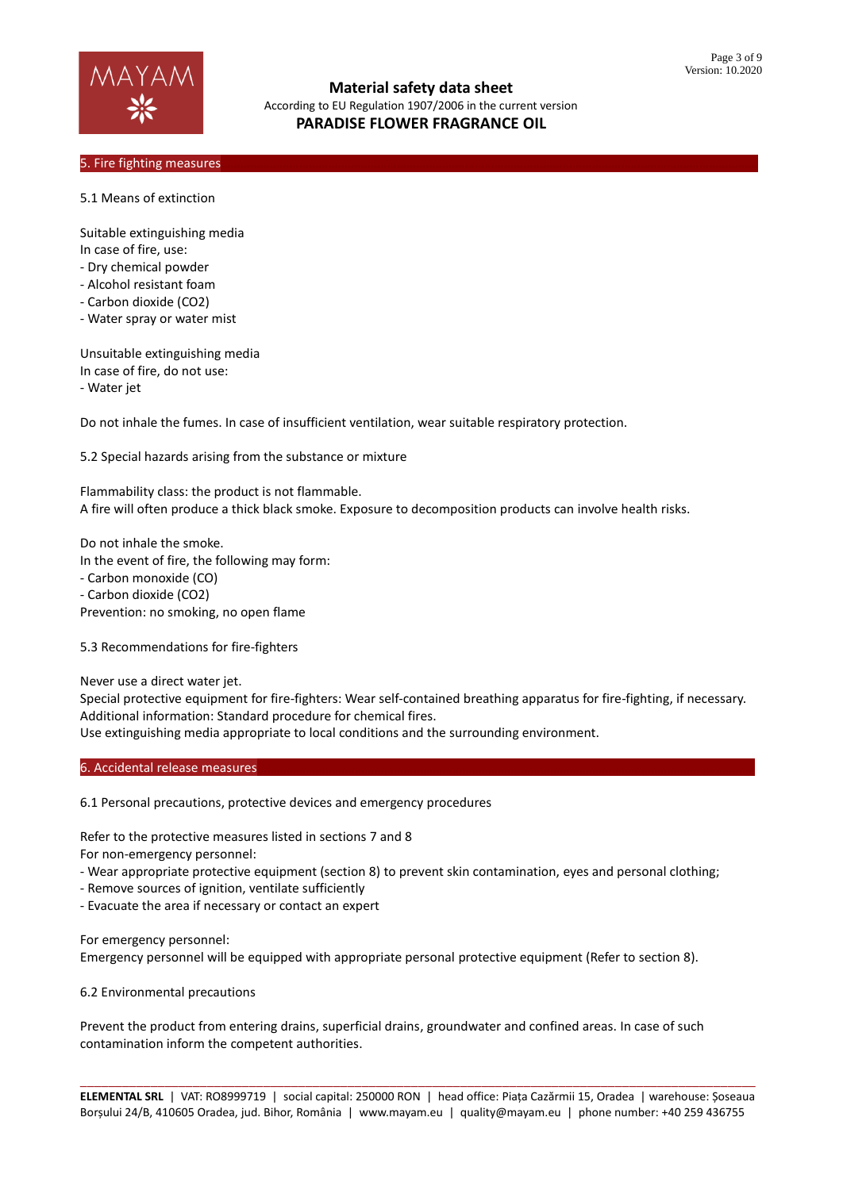## 5. Fire fighting measures

5.1 Means of extinction

Suitable extinguishing media
In case of fire, use:
- Dry chemical powder
- Alcohol resistant foam
- Carbon dioxide ($CO_2$)
- Water spray or water mist

Unsuitable extinguishing media
In case of fire, do not use:
- Water jet

Do not inhale the fumes. In case of insufficient ventilation, wear suitable respiratory protection.

5.2 Special hazards arising from the substance or mixture

Flammability class: the product is not flammable.
A fire will often produce a thick black smoke. Exposure to decomposition products can involve health risks.

Do not inhale the smoke.
In the event of fire, the following may form:
- Carbon monoxide (CO)
- Carbon dioxide ($CO_2$)
Prevention: no smoking, no open flame

5.3 Recommendations for fire-fighters

Never use a direct water jet.
Special protective equipment for fire-fighters: Wear self-contained breathing apparatus for fire-fighting, if necessary.
Additional information: Standard procedure for chemical fires.
Use extinguishing media appropriate to local conditions and the surrounding environment.

## 6. Accidental release measures

6.1 Personal precautions, protective devices and emergency procedures

Refer to the protective measures listed in sections 7 and 8
For non-emergency personnel:
- Wear appropriate protective equipment (section 8) to prevent skin contamination, eyes and personal clothing;
- Remove sources of ignition, ventilate sufficiently
- Evacuate the area if necessary or contact an expert

For emergency personnel:
Emergency personnel will be equipped with appropriate personal protective equipment (Refer to section 8).

6.2 Environmental precautions

Prevent the product from entering drains, superficial drains, groundwater and confined areas. In case of such contamination inform the competent authorities.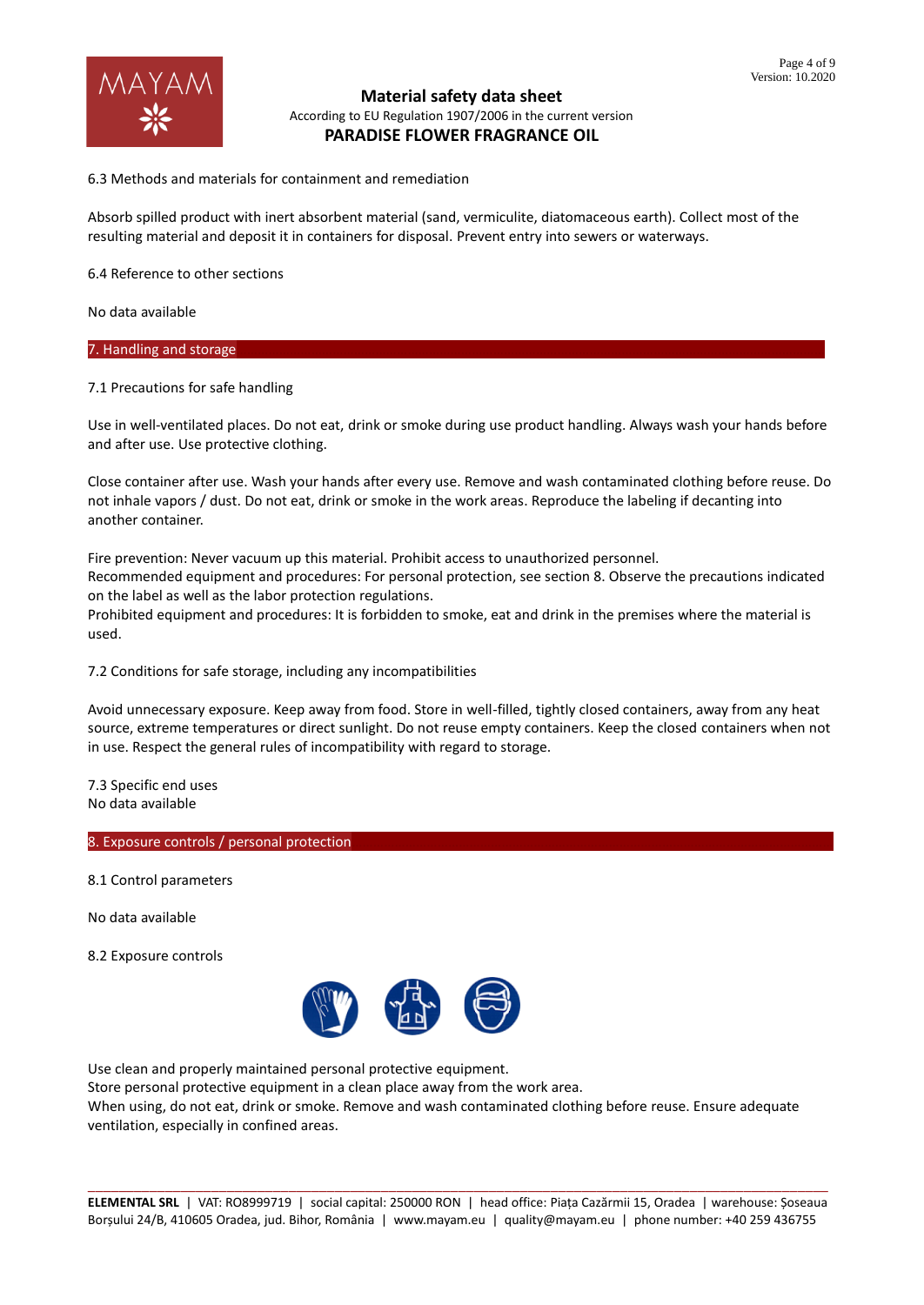6.3 Methods and materials for containment and remediation

Absorb spilled product with inert absorbent material (sand, vermiculite, diatomaceous earth). Collect most of the resulting material and deposit it in containers for disposal. Prevent entry into sewers or waterways.

6.4 Reference to other sections

No data available

## 7. Handling and storage

7.1 Precautions for safe handling

Use in well-ventilated places. Do not eat, drink or smoke during use product handling. Always wash your hands before and after use. Use protective clothing.

Close container after use. Wash your hands after every use. Remove and wash contaminated clothing before reuse. Do not inhale vapors / dust. Do not eat, drink or smoke in the work areas. Reproduce the labeling if decanting into another container.

Fire prevention: Never vacuum up this material. Prohibit access to unauthorized personnel.
Recommended equipment and procedures: For personal protection, see section 8. Observe the precautions indicated on the label as well as the labor protection regulations.
Prohibited equipment and procedures: It is forbidden to smoke, eat and drink in the premises where the material is used.

7.2 Conditions for safe storage, including any incompatibilities

Avoid unnecessary exposure. Keep away from food. Store in well-filled, tightly closed containers, away from any heat source, extreme temperatures or direct sunlight. Do not reuse empty containers. Keep the closed containers when not in use. Respect the general rules of incompatibility with regard to storage.

7.3 Specific end uses
No data available

## 8. Exposure controls / personal protection

8.1 Control parameters

No data available

8.2 Exposure controls

Use clean and properly maintained personal protective equipment.
Store personal protective equipment in a clean place away from the work area.
When using, do not eat, drink or smoke. Remove and wash contaminated clothing before reuse. Ensure adequate ventilation, especially in confined areas.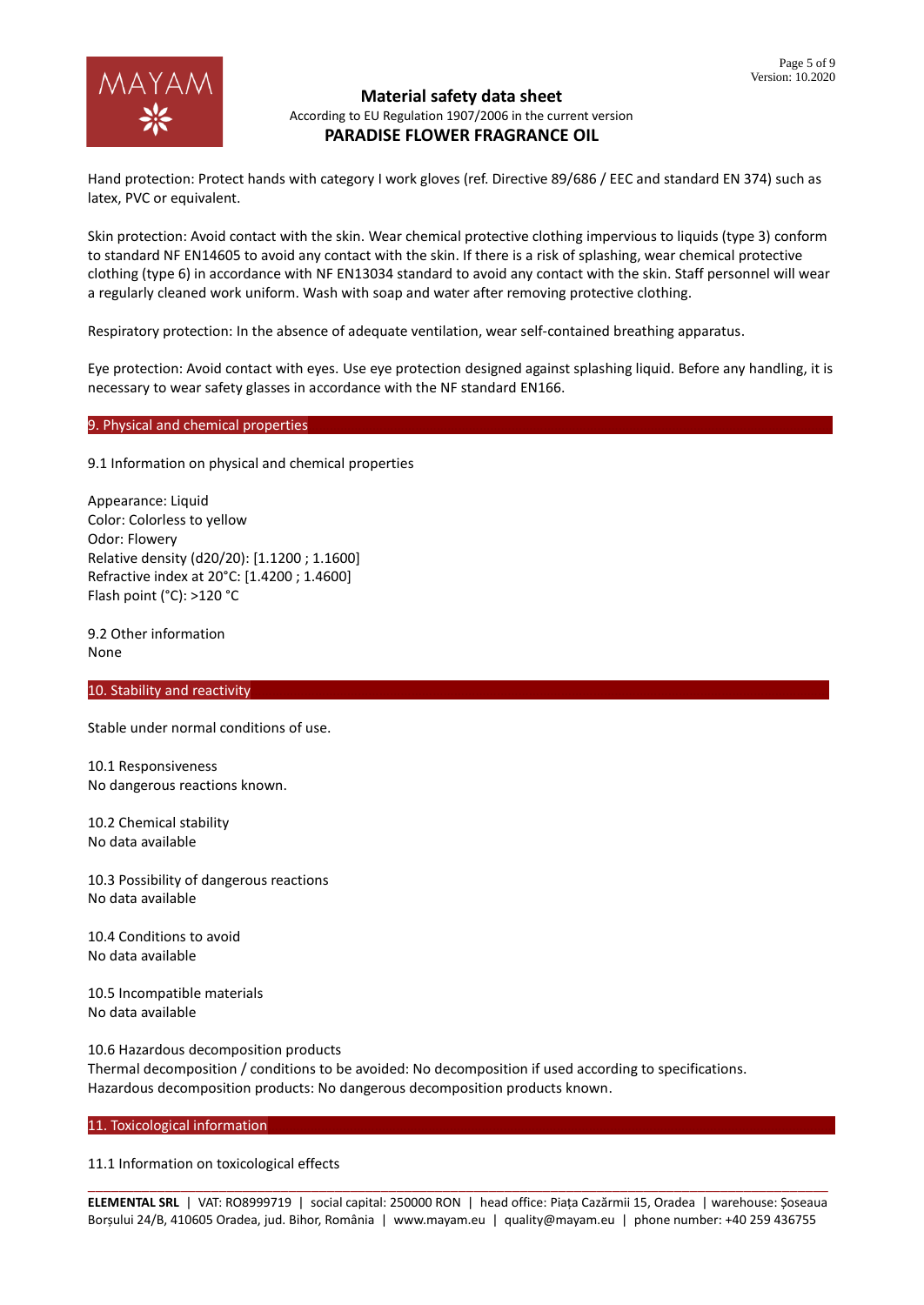Hand protection: Protect hands with category I work gloves (ref. Directive 89/686 / EEC and standard EN 374) such as latex, PVC or equivalent.

Skin protection: Avoid contact with the skin. Wear chemical protective clothing impervious to liquids (type 3) conform to standard NF EN14605 to avoid any contact with the skin. If there is a risk of splashing, wear chemical protective clothing (type 6) in accordance with NF EN13034 standard to avoid any contact with the skin. Staff personnel will wear a regularly cleaned work uniform. Wash with soap and water after removing protective clothing.

Respiratory protection: In the absence of adequate ventilation, wear self-contained breathing apparatus.

Eye protection: Avoid contact with eyes. Use eye protection designed against splashing liquid. Before any handling, it is necessary to wear safety glasses in accordance with the NF standard EN166.

## 9. Physical and chemical properties

9.1 Information on physical and chemical properties

Appearance: Liquid
Color: Colorless to yellow
Odor: Flowery
Relative density (d20/20): [1.1200 ; 1.1600]
Refractive index at 20°C: [1.4200 ; 1.4600]
Flash point (°C): >120 °C

9.2 Other information
None

## 10. Stability and reactivity

Stable under normal conditions of use.

10.1 Responsiveness
No dangerous reactions known.

10.2 Chemical stability
No data available

10.3 Possibility of dangerous reactions
No data available

10.4 Conditions to avoid
No data available

10.5 Incompatible materials
No data available

10.6 Hazardous decomposition products
Thermal decomposition / conditions to be avoided: No decomposition if used according to specifications.
Hazardous decomposition products: No dangerous decomposition products known.

## 11. Toxicological information

11.1 Information on toxicological effects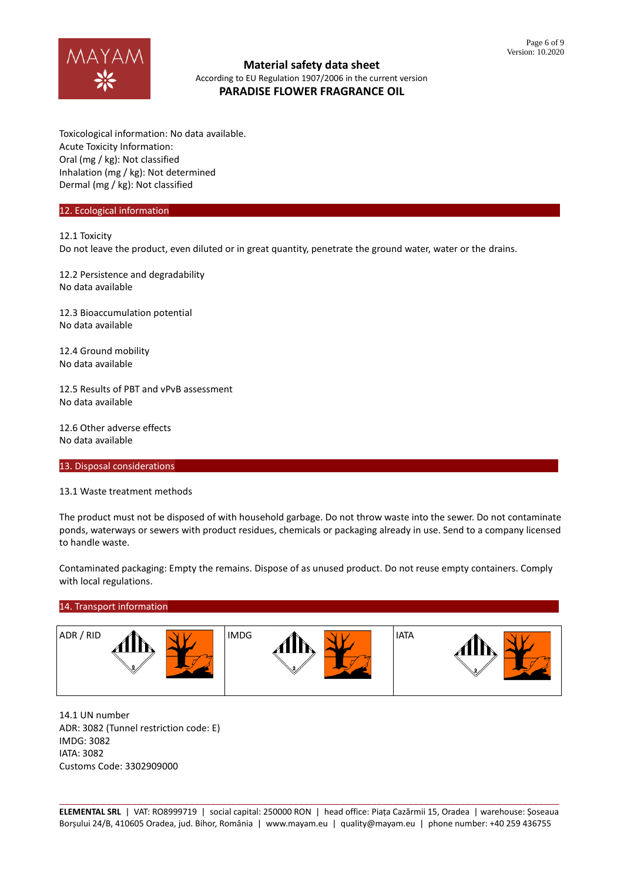Toxicological information: No data available.
Acute Toxicity Information:
Oral (mg / kg): Not classified
Inhalation (mg / kg): Not determined
Dermal (mg / kg): Not classified

## 12. Ecological information

12.1 Toxicity
Do not leave the product, even diluted or in great quantity, penetrate the ground water, water or the drains.

12.2 Persistence and degradability
No data available

12.3 Bioaccumulation potential
No data available

12.4 Ground mobility
No data available

12.5 Results of PBT and vPvB assessment
No data available

12.6 Other adverse effects
No data available

## 13. Disposal considerations

13.1 Waste treatment methods

The product must not be disposed of with household garbage. Do not throw waste into the sewer. Do not contaminate ponds, waterways or sewers with product residues, chemicals or packaging already in use. Send to a company licensed to handle waste.

Contaminated packaging: Empty the remains. Dispose of as unused product. Do not reuse empty containers. Comply with local regulations.

## 14. Transport information

| ADR / RID | IMDG | IATA |
| --- | --- | --- |
| | | |

14.1 UN number
ADR: 3082 (Tunnel restriction code: E)
IMDG: 3082
IATA: 3082
Customs Code: 3302909000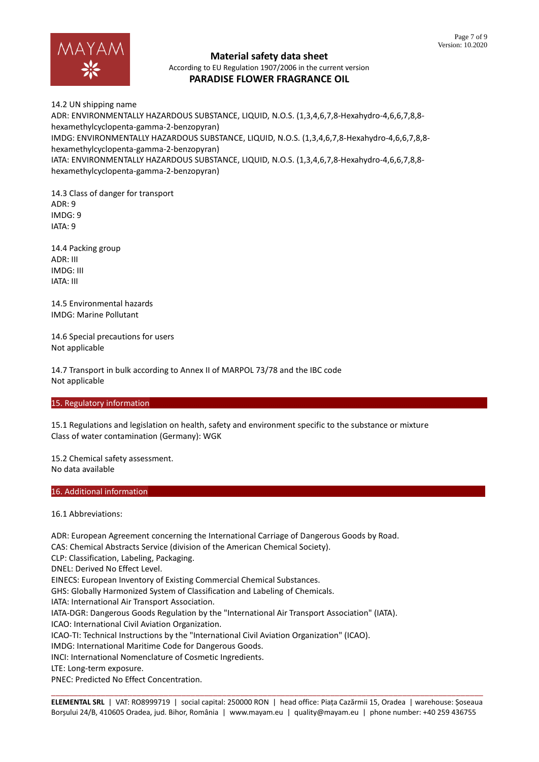14.2 UN shipping name
ADR: ENVIRONMENTALLY HAZARDOUS SUBSTANCE, LIQUID, N.O.S. (1,3,4,6,7,8-Hexahydro-4,6,6,7,8,8-hexamethylcyclopenta-gamma-2-benzopyran)
IMDG: ENVIRONMENTALLY HAZARDOUS SUBSTANCE, LIQUID, N.O.S. (1,3,4,6,7,8-Hexahydro-4,6,6,7,8,8-hexamethylcyclopenta-gamma-2-benzopyran)
IATA: ENVIRONMENTALLY HAZARDOUS SUBSTANCE, LIQUID, N.O.S. (1,3,4,6,7,8-Hexahydro-4,6,6,7,8,8-hexamethylcyclopenta-gamma-2-benzopyran)

14.3 Class of danger for transport
ADR: 9
IMDG: 9
IATA: 9

14.4 Packing group
ADR: III
IMDG: III
IATA: III

14.5 Environmental hazards
IMDG: Marine Pollutant

14.6 Special precautions for users
Not applicable

14.7 Transport in bulk according to Annex II of MARPOL 73/78 and the IBC code
Not applicable

## 15. Regulatory information

15.1 Regulations and legislation on health, safety and environment specific to the substance or mixture
Class of water contamination (Germany): WGK

15.2 Chemical safety assessment.
No data available

## 16. Additional information

16.1 Abbreviations:

ADR: European Agreement concerning the International Carriage of Dangerous Goods by Road.
CAS: Chemical Abstracts Service (division of the American Chemical Society).
CLP: Classification, Labeling, Packaging.
DNEL: Derived No Effect Level.
EINECS: European Inventory of Existing Commercial Chemical Substances.
GHS: Globally Harmonized System of Classification and Labeling of Chemicals.
IATA: International Air Transport Association.
IATA-DGR: Dangerous Goods Regulation by the "International Air Transport Association" (IATA).
ICAO: International Civil Aviation Organization.
ICAO-TI: Technical Instructions by the "International Civil Aviation Organization" (ICAO).
IMDG: International Maritime Code for Dangerous Goods.
INCI: International Nomenclature of Cosmetic Ingredients.
LTE: Long-term exposure.
PNEC: Predicted No Effect Concentration.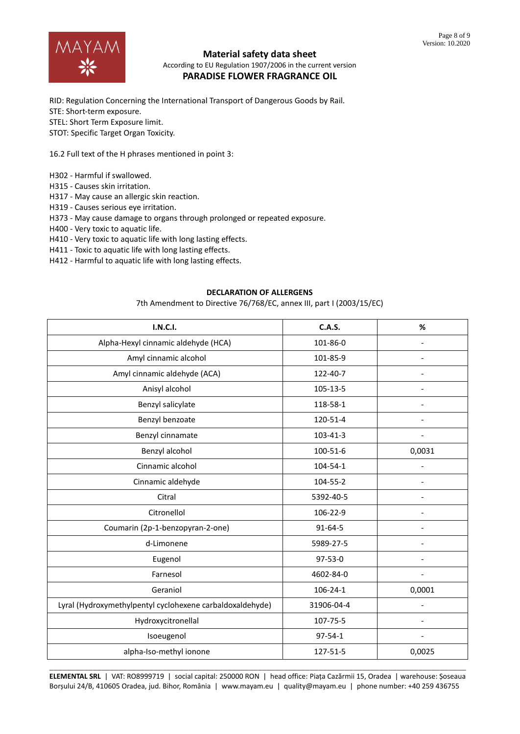RID: Regulation Concerning the International Transport of Dangerous Goods by Rail.
STE: Short-term exposure.
STEL: Short Term Exposure limit.
STOT: Specific Target Organ Toxicity.

16.2 Full text of the H phrases mentioned in point 3:

H302 - Harmful if swallowed.
H315 - Causes skin irritation.
H317 - May cause an allergic skin reaction.
H319 - Causes serious eye irritation.
H373 - May cause damage to organs through prolonged or repeated exposure.
H400 - Very toxic to aquatic life.
H410 - Very toxic to aquatic life with long lasting effects.
H411 - Toxic to aquatic life with long lasting effects.
H412 - Harmful to aquatic life with long lasting effects.

**DECLARATION OF ALLERGENS**

7th Amendment to Directive 76/768/EC, annex III, part I (2003/15/EC)

| I.N.C.I. | C.A.S. | % |
|---|---|---|
| Alpha-Hexyl cinnamic aldehyde (HCA) | 101-86-0 | - |
| Amyl cinnamic alcohol | 101-85-9 | - |
| Amyl cinnamic aldehyde (ACA) | 122-40-7 | - |
| Anisyl alcohol | 105-13-5 | - |
| Benzyl salicylate | 118-58-1 | - |
| Benzyl benzoate | 120-51-4 | - |
| Benzyl cinnamate | 103-41-3 | - |
| Benzyl alcohol | 100-51-6 | 0,0031 |
| Cinnamic alcohol | 104-54-1 | - |
| Cinnamic aldehyde | 104-55-2 | - |
| Citral | 5392-40-5 | - |
| Citronellol | 106-22-9 | - |
| Coumarin (2p-1-benzopyran-2-one) | 91-64-5 | - |
| d-Limonene | 5989-27-5 | - |
| Eugenol | 97-53-0 | - |
| Farnesol | 4602-84-0 | - |
| Geraniol | 106-24-1 | 0,0001 |
| Lyral (Hydroxymethylpentyl cyclohexene carbaldoxaldehyde) | 31906-04-4 | - |
| Hydroxycitronellal | 107-75-5 | - |
| Isoeugenol | 97-54-1 | - |
| alpha-Iso-methyl ionone | 127-51-5 | 0,0025 |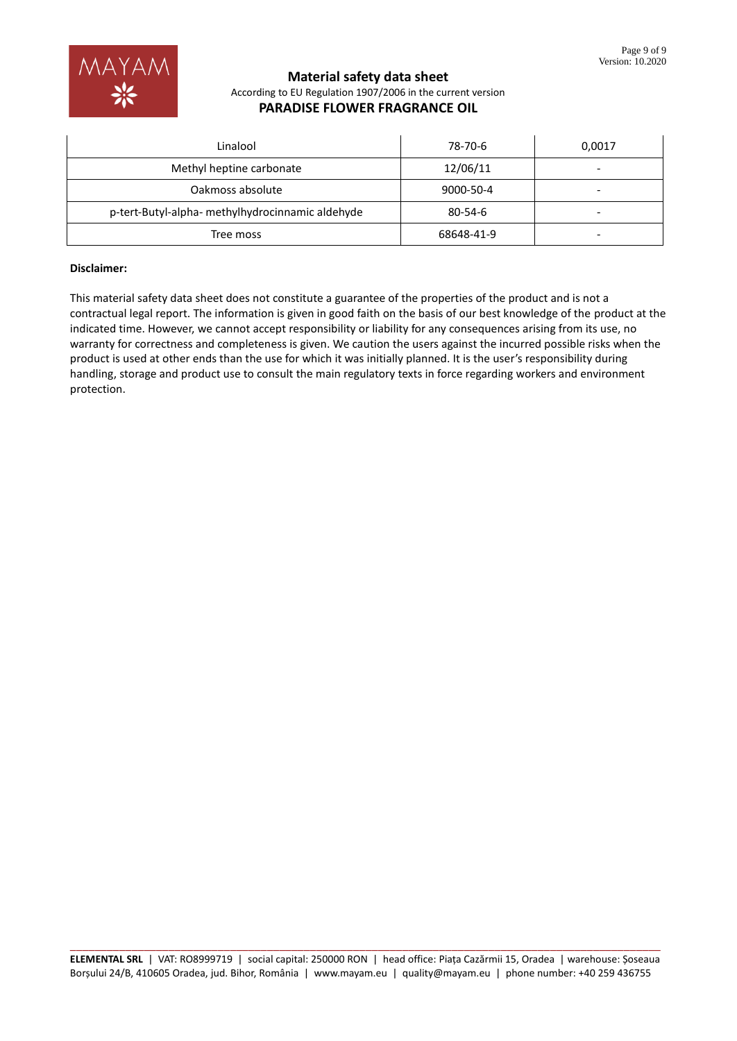| | | |
|---|---|---|
| Linalool | 78-70-6 | 0,0017 |
| Methyl heptine carbonate | 12/06/11 | - |
| Oakmoss absolute | 9000-50-4 | - |
| p-tert-Butyl-alpha- methylhydrocinnamic aldehyde | 80-54-6 | - |
| Tree moss | 68648-41-9 | - |

**Disclaimer:**

This material safety data sheet does not constitute a guarantee of the properties of the product and is not a contractual legal report. The information is given in good faith on the basis of our best knowledge of the product at the indicated time. However, we cannot accept responsibility or liability for any consequences arising from its use, no warranty for correctness and completeness is given. We caution the users against the incurred possible risks when the product is used at other ends than the use for which it was initially planned. It is the user's responsibility during handling, storage and product use to consult the main regulatory texts in force regarding workers and environment protection.